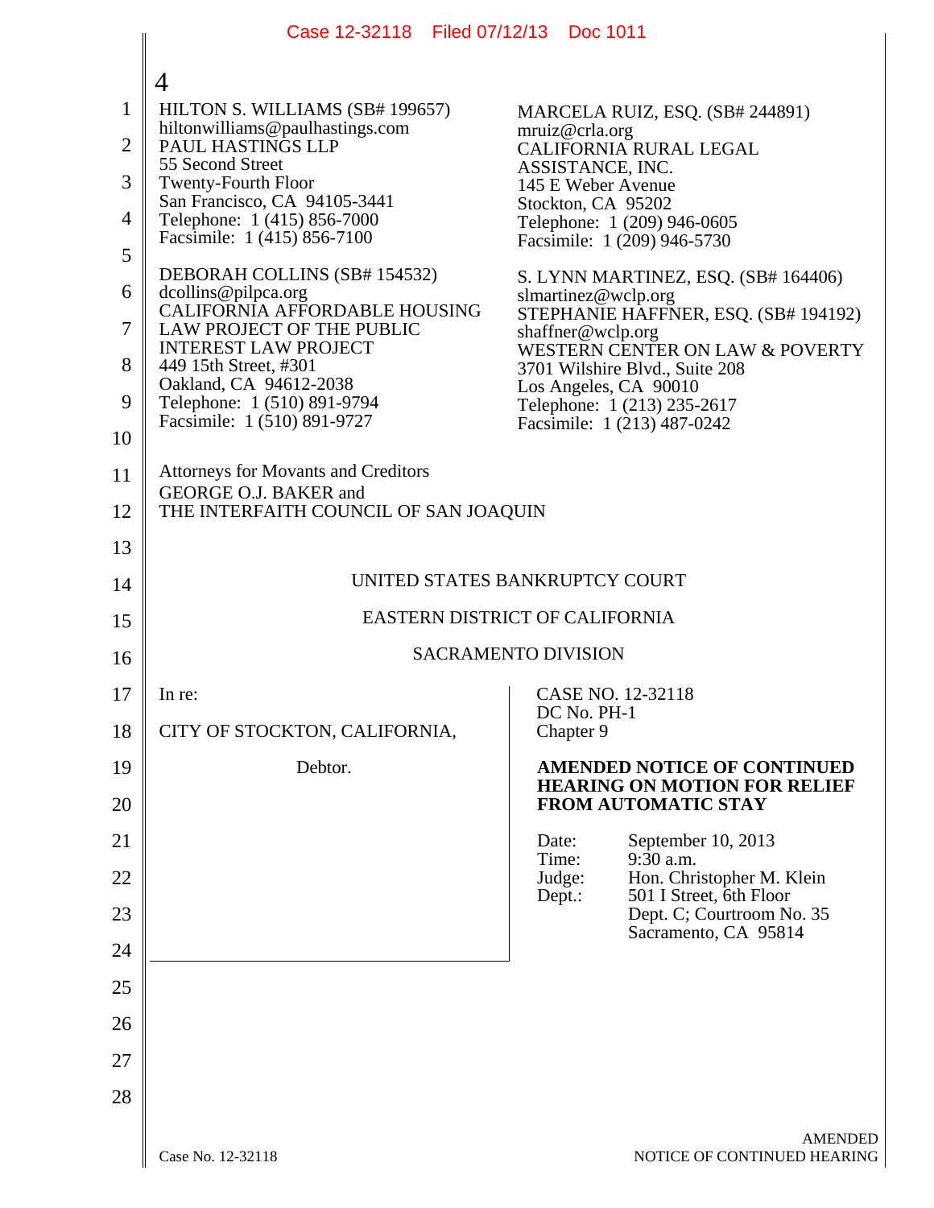HILTON S. WILLIAMS (SB# 199657)
hiltonwilliams@paulhastings.com
PAUL HASTINGS LLP
55 Second Street
Twenty-Fourth Floor
San Francisco, CA 94105-3441
Telephone: 1 (415) 856-7000
Facsimile: 1 (415) 856-7100

DEBORAH COLLINS (SB# 154532)
dcollins@pilpca.org
CALIFORNIA AFFORDABLE HOUSING LAW PROJECT OF THE PUBLIC INTEREST LAW PROJECT
449 15th Street, #301
Oakland, CA 94612-2038
Telephone: 1 (510) 891-9794
Facsimile: 1 (510) 891-9727

MARCELA RUIZ, ESQ. (SB# 244891)
mruiz@crla.org
CALIFORNIA RURAL LEGAL ASSISTANCE, INC.
145 E Weber Avenue
Stockton, CA 95202
Telephone: 1 (209) 946-0605
Facsimile: 1 (209) 946-5730

S. LYNN MARTINEZ, ESQ. (SB# 164406)
slmartinez@wclp.org
STEPHANIE HAFFNER, ESQ. (SB# 194192)
shaffner@wclp.org
WESTERN CENTER ON LAW & POVERTY
3701 Wilshire Blvd., Suite 208
Los Angeles, CA 90010
Telephone: 1 (213) 235-2617
Facsimile: 1 (213) 487-0242

Attorneys for Movants and Creditors
GEORGE O.J. BAKER and
THE INTERFAITH COUNCIL OF SAN JOAQUIN

UNITED STATES BANKRUPTCY COURT

EASTERN DISTRICT OF CALIFORNIA

SACRAMENTO DIVISION

In re:

CITY OF STOCKTON, CALIFORNIA,

Debtor.

CASE NO. 12-32118
DC No. PH-1
Chapter 9

**AMENDED NOTICE OF CONTINUED HEARING ON MOTION FOR RELIEF FROM AUTOMATIC STAY**

Date: September 10, 2013
Time: 9:30 a.m.
Judge: Hon. Christopher M. Klein
Dept.: 501 I Street, 6th Floor
Dept. C; Courtroom No. 35
Sacramento, CA 95814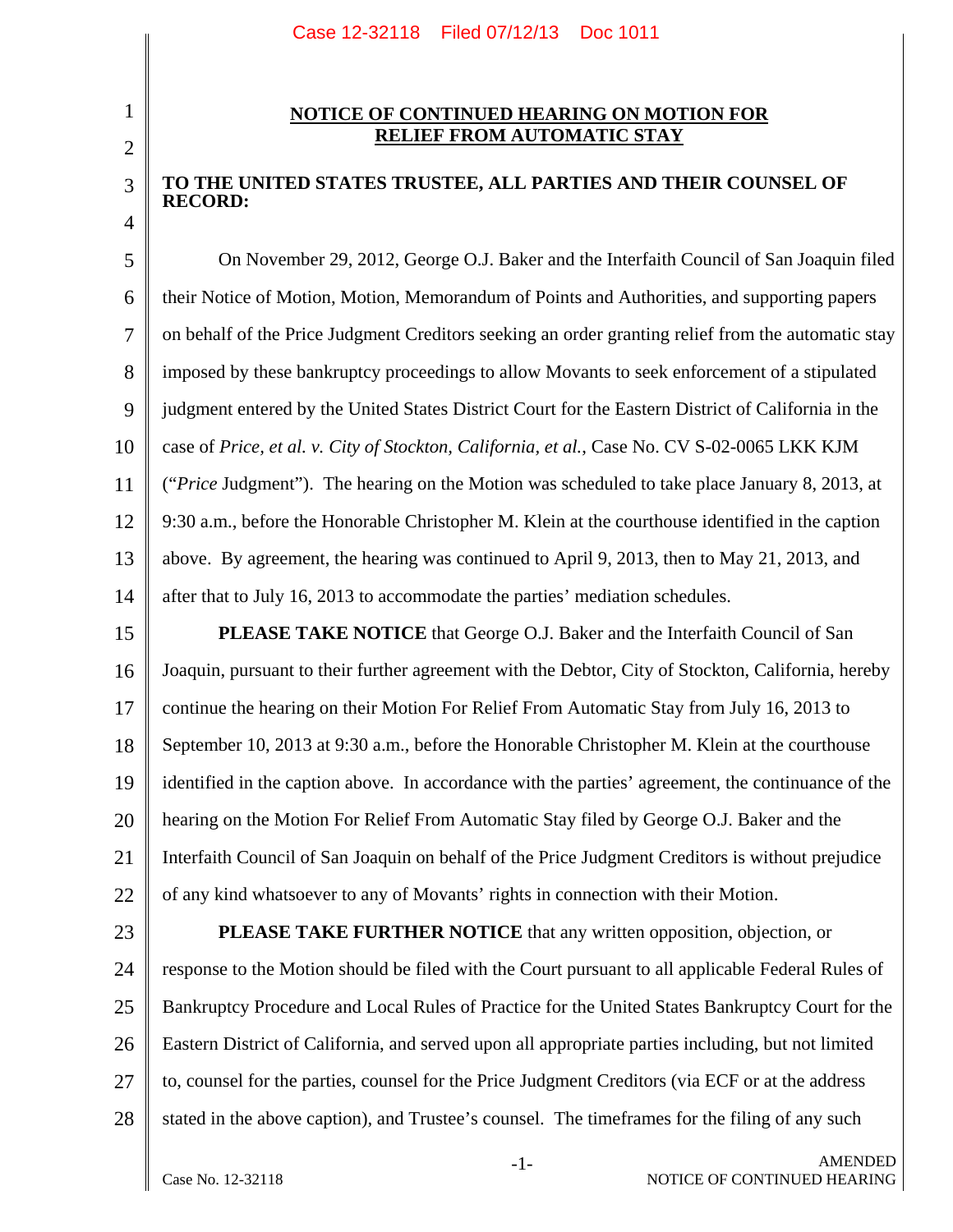## NOTICE OF CONTINUED HEARING ON MOTION FOR RELIEF FROM AUTOMATIC STAY

**TO THE UNITED STATES TRUSTEE, ALL PARTIES AND THEIR COUNSEL OF RECORD:**

On November 29, 2012, George O.J. Baker and the Interfaith Council of San Joaquin filed their Notice of Motion, Motion, Memorandum of Points and Authorities, and supporting papers on behalf of the Price Judgment Creditors seeking an order granting relief from the automatic stay imposed by these bankruptcy proceedings to allow Movants to seek enforcement of a stipulated judgment entered by the United States District Court for the Eastern District of California in the case of *Price, et al. v. City of Stockton, California, et al.*, Case No. CV S-02-0065 LKK KJM ("*Price* Judgment"). The hearing on the Motion was scheduled to take place January 8, 2013, at 9:30 a.m., before the Honorable Christopher M. Klein at the courthouse identified in the caption above. By agreement, the hearing was continued to April 9, 2013, then to May 21, 2013, and after that to July 16, 2013 to accommodate the parties' mediation schedules.

**PLEASE TAKE NOTICE** that George O.J. Baker and the Interfaith Council of San Joaquin, pursuant to their further agreement with the Debtor, City of Stockton, California, hereby continue the hearing on their Motion For Relief From Automatic Stay from July 16, 2013 to September 10, 2013 at 9:30 a.m., before the Honorable Christopher M. Klein at the courthouse identified in the caption above. In accordance with the parties' agreement, the continuance of the hearing on the Motion For Relief From Automatic Stay filed by George O.J. Baker and the Interfaith Council of San Joaquin on behalf of the Price Judgment Creditors is without prejudice of any kind whatsoever to any of Movants' rights in connection with their Motion.

**PLEASE TAKE FURTHER NOTICE** that any written opposition, objection, or response to the Motion should be filed with the Court pursuant to all applicable Federal Rules of Bankruptcy Procedure and Local Rules of Practice for the United States Bankruptcy Court for the Eastern District of California, and served upon all appropriate parties including, but not limited to, counsel for the parties, counsel for the Price Judgment Creditors (via ECF or at the address stated in the above caption), and Trustee's counsel. The timeframes for the filing of any such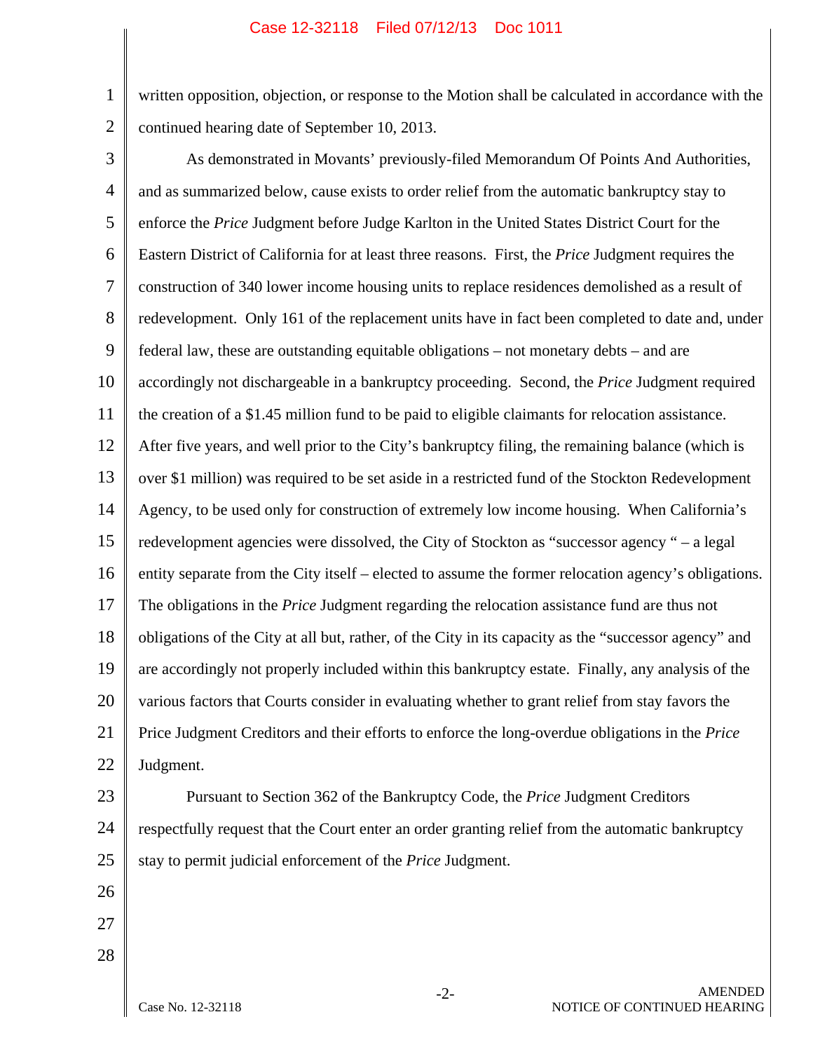written opposition, objection, or response to the Motion shall be calculated in accordance with the continued hearing date of September 10, 2013.

As demonstrated in Movants' previously-filed Memorandum Of Points And Authorities, and as summarized below, cause exists to order relief from the automatic bankruptcy stay to enforce the *Price* Judgment before Judge Karlton in the United States District Court for the Eastern District of California for at least three reasons. First, the *Price* Judgment requires the construction of 340 lower income housing units to replace residences demolished as a result of redevelopment. Only 161 of the replacement units have in fact been completed to date and, under federal law, these are outstanding equitable obligations – not monetary debts – and are accordingly not dischargeable in a bankruptcy proceeding. Second, the *Price* Judgment required the creation of a $1.45 million fund to be paid to eligible claimants for relocation assistance. After five years, and well prior to the City's bankruptcy filing, the remaining balance (which is over $1 million) was required to be set aside in a restricted fund of the Stockton Redevelopment Agency, to be used only for construction of extremely low income housing. When California's redevelopment agencies were dissolved, the City of Stockton as "successor agency " – a legal entity separate from the City itself – elected to assume the former relocation agency's obligations. The obligations in the *Price* Judgment regarding the relocation assistance fund are thus not obligations of the City at all but, rather, of the City in its capacity as the "successor agency" and are accordingly not properly included within this bankruptcy estate. Finally, any analysis of the various factors that Courts consider in evaluating whether to grant relief from stay favors the Price Judgment Creditors and their efforts to enforce the long-overdue obligations in the *Price* Judgment.

Pursuant to Section 362 of the Bankruptcy Code, the *Price* Judgment Creditors respectfully request that the Court enter an order granting relief from the automatic bankruptcy stay to permit judicial enforcement of the *Price* Judgment.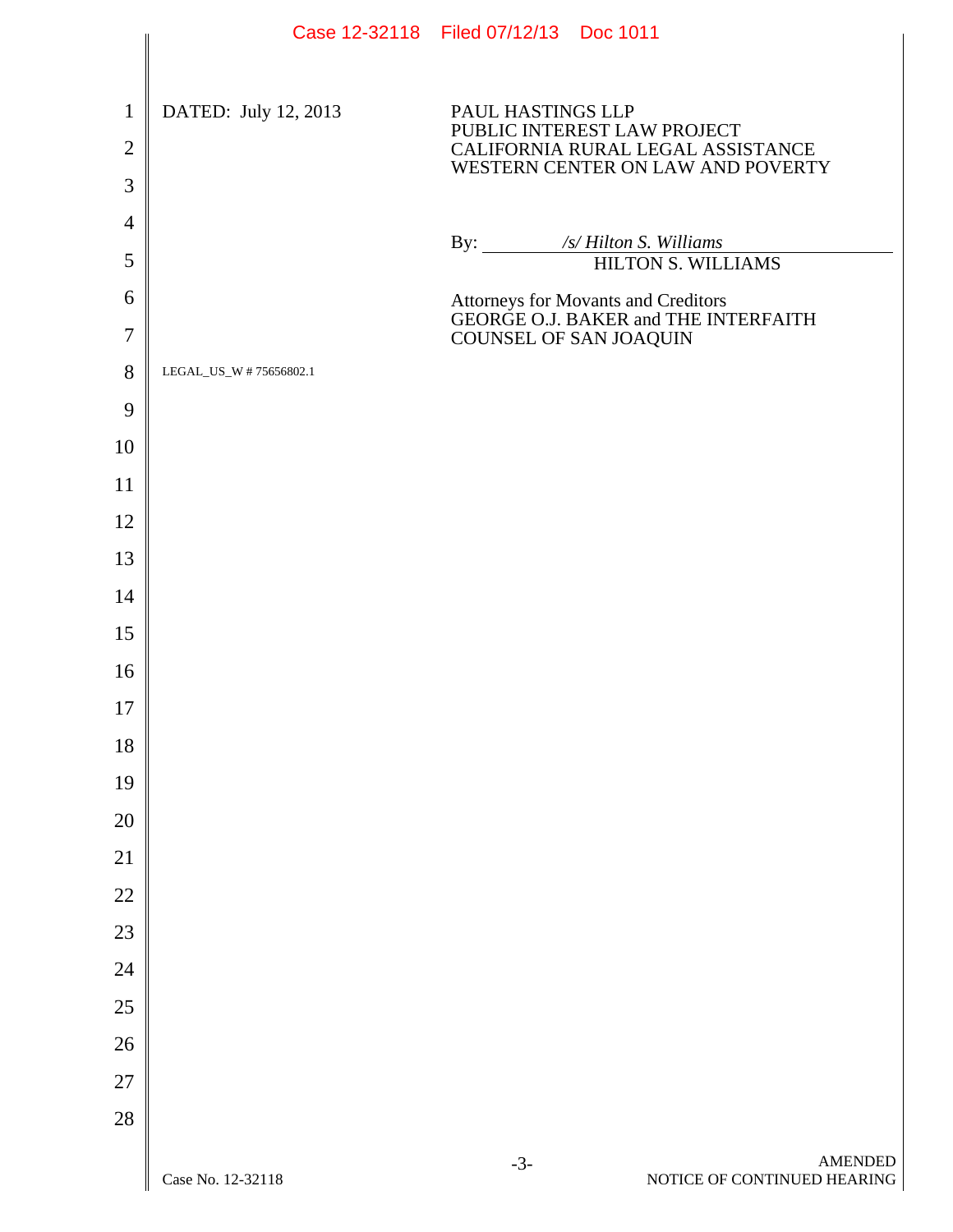DATED: July 12, 2013

PAUL HASTINGS LLP
PUBLIC INTEREST LAW PROJECT
CALIFORNIA RURAL LEGAL ASSISTANCE
WESTERN CENTER ON LAW AND POVERTY

By: *\/s/ Hilton S. Williams*
HILTON S. WILLIAMS

Attorneys for Movants and Creditors
GEORGE O.J. BAKER and THE INTERFAITH COUNSEL OF SAN JOAQUIN

LEGAL_US_W # 75656802.1